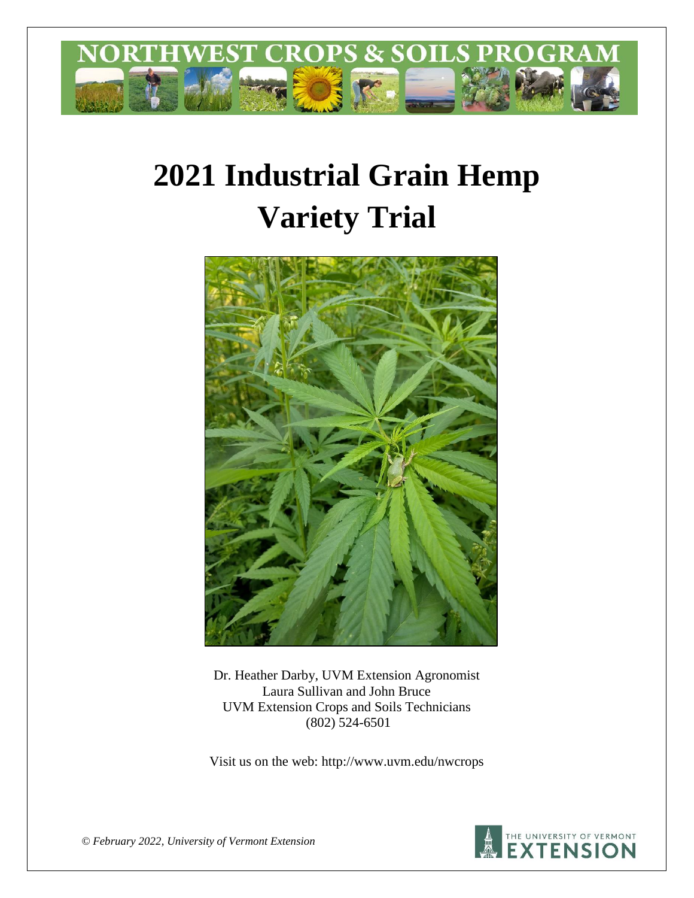NORTHWEST CROPS & SOILS PROGRAM

# 2021 Industrial Grain Hemp Variety Trial

Dr. Heather Darby, UVM Extension Agronomist
Laura Sullivan and John Bruce
UVM Extension Crops and Soils Technicians
(802) 524-6501

Visit us on the web: http://www.uvm.edu/nwcrops

*© February 2022, University of Vermont Extension*

THE UNIVERSITY OF VERMONT EXTENSION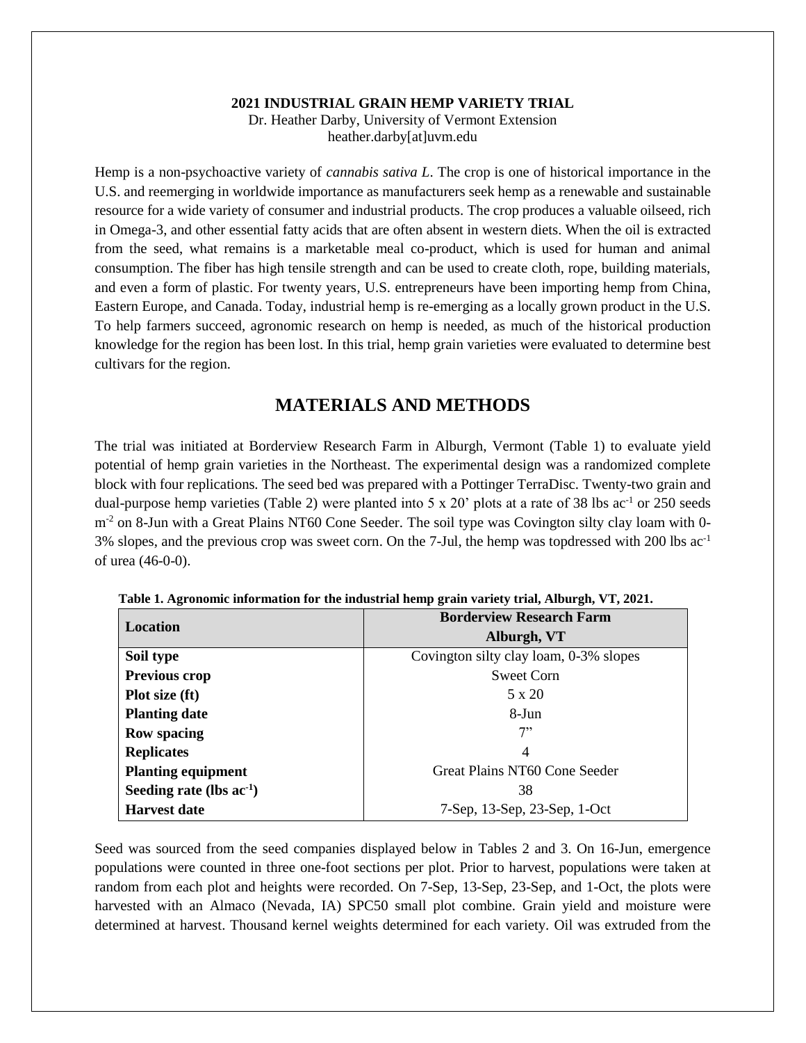**2021 INDUSTRIAL GRAIN HEMP VARIETY TRIAL**
Dr. Heather Darby, University of Vermont Extension
heather.darby[at]uvm.edu

Hemp is a non-psychoactive variety of *cannabis sativa L*. The crop is one of historical importance in the U.S. and reemerging in worldwide importance as manufacturers seek hemp as a renewable and sustainable resource for a wide variety of consumer and industrial products. The crop produces a valuable oilseed, rich in Omega-3, and other essential fatty acids that are often absent in western diets. When the oil is extracted from the seed, what remains is a marketable meal co-product, which is used for human and animal consumption. The fiber has high tensile strength and can be used to create cloth, rope, building materials, and even a form of plastic. For twenty years, U.S. entrepreneurs have been importing hemp from China, Eastern Europe, and Canada. Today, industrial hemp is re-emerging as a locally grown product in the U.S. To help farmers succeed, agronomic research on hemp is needed, as much of the historical production knowledge for the region has been lost. In this trial, hemp grain varieties were evaluated to determine best cultivars for the region.

## MATERIALS AND METHODS

The trial was initiated at Borderview Research Farm in Alburgh, Vermont (Table 1) to evaluate yield potential of hemp grain varieties in the Northeast. The experimental design was a randomized complete block with four replications. The seed bed was prepared with a Pottinger TerraDisc. Twenty-two grain and dual-purpose hemp varieties (Table 2) were planted into 5 x 20' plots at a rate of 38 lbs ac$^{-1}$ or 250 seeds m$^{-2}$ on 8-Jun with a Great Plains NT60 Cone Seeder. The soil type was Covington silty clay loam with 0-3% slopes, and the previous crop was sweet corn. On the 7-Jul, the hemp was topdressed with 200 lbs ac$^{-1}$ of urea (46-0-0).

**Table 1. Agronomic information for the industrial hemp grain variety trial, Alburgh, VT, 2021.**

| Location | Borderview Research Farm Alburgh, VT |
|---|---|
| **Soil type** | Covington silty clay loam, 0-3% slopes |
| **Previous crop** | Sweet Corn |
| **Plot size (ft)** | 5 x 20 |
| **Planting date** | 8-Jun |
| **Row spacing** | 7" |
| **Replicates** | 4 |
| **Planting equipment** | Great Plains NT60 Cone Seeder |
| **Seeding rate (lbs ac$^{-1}$)** | 38 |
| **Harvest date** | 7-Sep, 13-Sep, 23-Sep, 1-Oct |

Seed was sourced from the seed companies displayed below in Tables 2 and 3. On 16-Jun, emergence populations were counted in three one-foot sections per plot. Prior to harvest, populations were taken at random from each plot and heights were recorded. On 7-Sep, 13-Sep, 23-Sep, and 1-Oct, the plots were harvested with an Almaco (Nevada, IA) SPC50 small plot combine. Grain yield and moisture were determined at harvest. Thousand kernel weights determined for each variety. Oil was extruded from the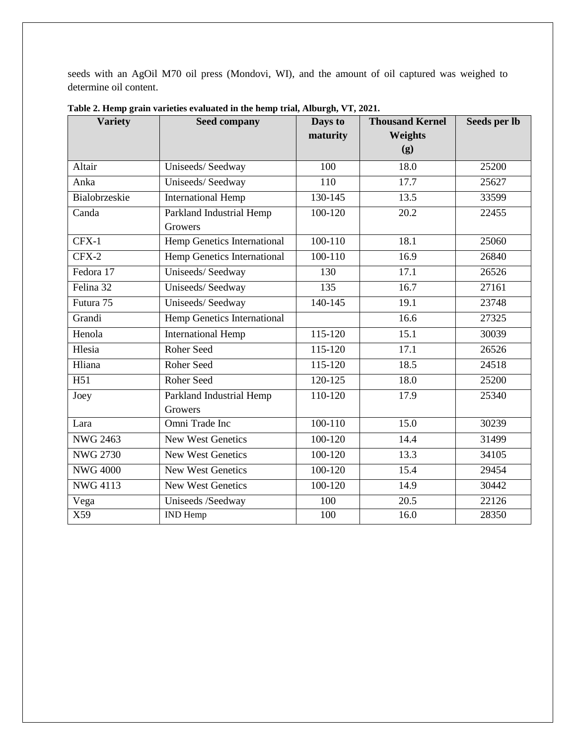seeds with an AgOil M70 oil press (Mondovi, WI), and the amount of oil captured was weighed to determine oil content.

**Table 2. Hemp grain varieties evaluated in the hemp trial, Alburgh, VT, 2021.**

| Variety | Seed company | Days to maturity | Thousand Kernel Weights (g) | Seeds per lb |
|---|---|---|---|---|
| Altair | Uniseeds/ Seedway | 100 | 18.0 | 25200 |
| Anka | Uniseeds/ Seedway | 110 | 17.7 | 25627 |
| Bialobrzeskie | International Hemp | 130-145 | 13.5 | 33599 |
| Canda | Parkland Industrial Hemp Growers | 100-120 | 20.2 | 22455 |
| CFX-1 | Hemp Genetics International | 100-110 | 18.1 | 25060 |
| CFX-2 | Hemp Genetics International | 100-110 | 16.9 | 26840 |
| Fedora 17 | Uniseeds/ Seedway | 130 | 17.1 | 26526 |
| Felina 32 | Uniseeds/ Seedway | 135 | 16.7 | 27161 |
| Futura 75 | Uniseeds/ Seedway | 140-145 | 19.1 | 23748 |
| Grandi | Hemp Genetics International | | 16.6 | 27325 |
| Henola | International Hemp | 115-120 | 15.1 | 30039 |
| Hlesia | Roher Seed | 115-120 | 17.1 | 26526 |
| Hliana | Roher Seed | 115-120 | 18.5 | 24518 |
| H51 | Roher Seed | 120-125 | 18.0 | 25200 |
| Joey | Parkland Industrial Hemp Growers | 110-120 | 17.9 | 25340 |
| Lara | Omni Trade Inc | 100-110 | 15.0 | 30239 |
| NWG 2463 | New West Genetics | 100-120 | 14.4 | 31499 |
| NWG 2730 | New West Genetics | 100-120 | 13.3 | 34105 |
| NWG 4000 | New West Genetics | 100-120 | 15.4 | 29454 |
| NWG 4113 | New West Genetics | 100-120 | 14.9 | 30442 |
| Vega | Uniseeds /Seedway | 100 | 20.5 | 22126 |
| X59 | IND Hemp | 100 | 16.0 | 28350 |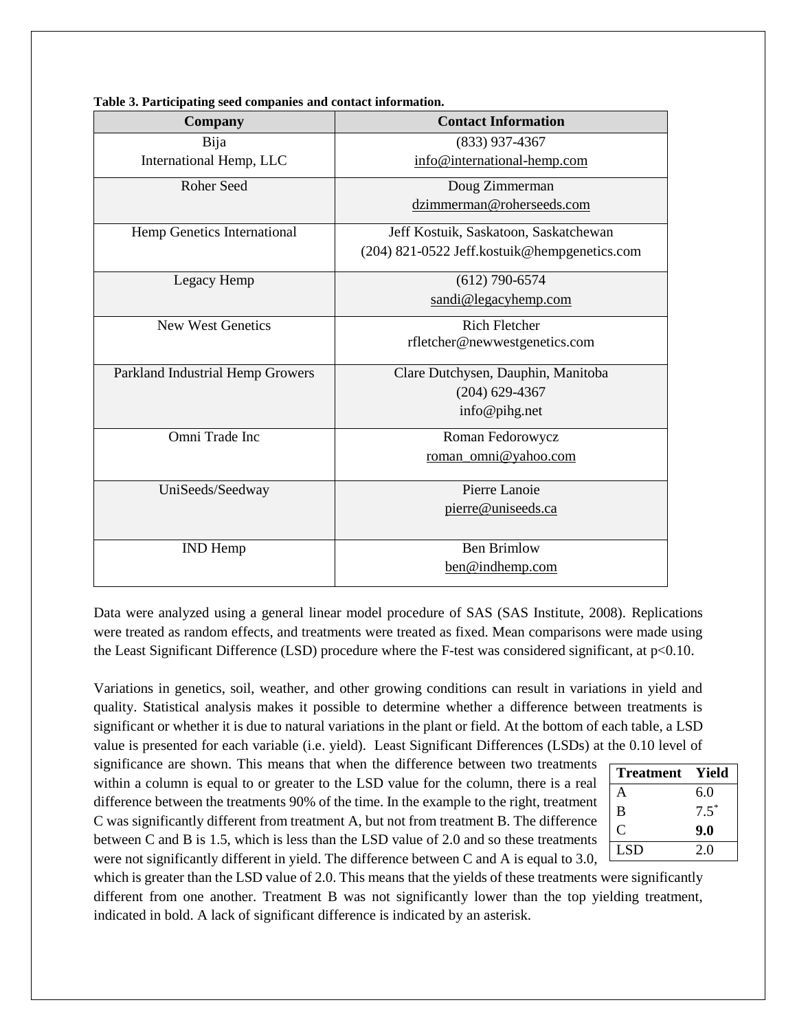**Table 3. Participating seed companies and contact information.**

| Company | Contact Information |
|---|---|
| Bija<br>International Hemp, LLC | (833) 937-4367<br>info@international-hemp.com |
| Roher Seed | Doug Zimmerman<br>dzimmerman@roherseeds.com |
| Hemp Genetics International | Jeff Kostuik, Saskatoon, Saskatchewan<br>(204) 821-0522 Jeff.kostuik@hempgenetics.com |
| Legacy Hemp | (612) 790-6574<br>sandi@legacyhemp.com |
| New West Genetics | Rich Fletcher<br>rfletcher@newwestgenetics.com |
| Parkland Industrial Hemp Growers | Clare Dutchysen, Dauphin, Manitoba<br>(204) 629-4367<br>info@pihg.net |
| Omni Trade Inc | Roman Fedorowycz<br>roman_omni@yahoo.com |
| UniSeeds/Seedway | Pierre Lanoie<br>pierre@uniseeds.ca |
| IND Hemp | Ben Brimlow<br>ben@indhemp.com |

Data were analyzed using a general linear model procedure of SAS (SAS Institute, 2008). Replications were treated as random effects, and treatments were treated as fixed. Mean comparisons were made using the Least Significant Difference (LSD) procedure where the F-test was considered significant, at $p<0.10$.

Variations in genetics, soil, weather, and other growing conditions can result in variations in yield and quality. Statistical analysis makes it possible to determine whether a difference between treatments is significant or whether it is due to natural variations in the plant or field. At the bottom of each table, a LSD value is presented for each variable (i.e. yield). Least Significant Differences (LSDs) at the 0.10 level of significance are shown. This means that when the difference between two treatments within a column is equal to or greater to the LSD value for the column, there is a real difference between the treatments 90% of the time. In the example to the right, treatment C was significantly different from treatment A, but not from treatment B. The difference between C and B is 1.5, which is less than the LSD value of 2.0 and so these treatments were not significantly different in yield. The difference between C and A is equal to 3.0, which is greater than the LSD value of 2.0. This means that the yields of these treatments were significantly different from one another. Treatment B was not significantly lower than the top yielding treatment, indicated in bold. A lack of significant difference is indicated by an asterisk.

| Treatment | Yield |
|---|---|
| A | 6.0 |
| B | 7.5* |
| C | **9.0** |
| LSD | 2.0 |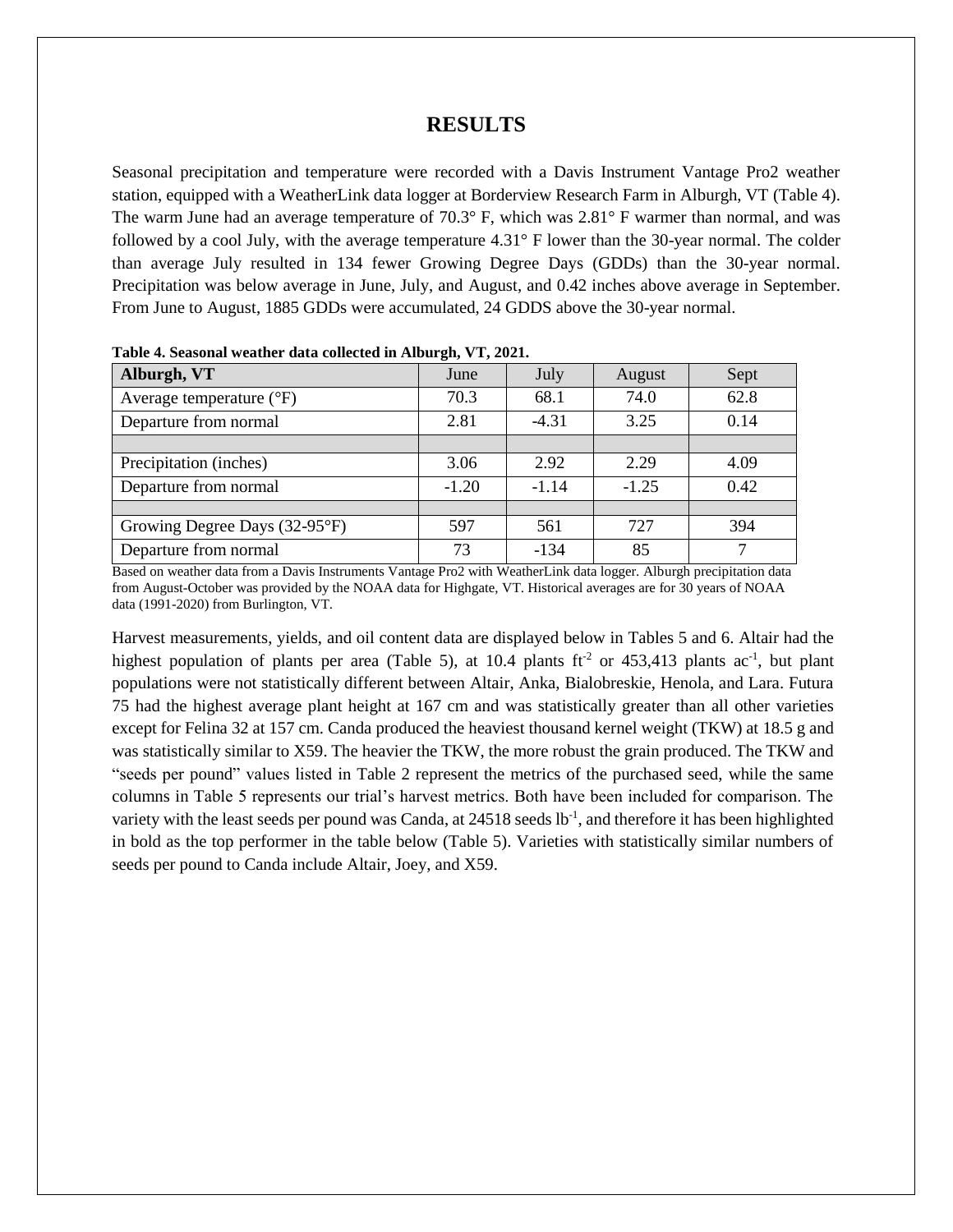# RESULTS

Seasonal precipitation and temperature were recorded with a Davis Instrument Vantage Pro2 weather station, equipped with a WeatherLink data logger at Borderview Research Farm in Alburgh, VT (Table 4). The warm June had an average temperature of 70.3° F, which was 2.81° F warmer than normal, and was followed by a cool July, with the average temperature 4.31° F lower than the 30-year normal. The colder than average July resulted in 134 fewer Growing Degree Days (GDDs) than the 30-year normal. Precipitation was below average in June, July, and August, and 0.42 inches above average in September. From June to August, 1885 GDDs were accumulated, 24 GDDS above the 30-year normal.

**Table 4. Seasonal weather data collected in Alburgh, VT, 2021.**

| Alburgh, VT | June | July | August | Sept |
|---|---|---|---|---|
| Average temperature (°F) | 70.3 | 68.1 | 74.0 | 62.8 |
| Departure from normal | 2.81 | -4.31 | 3.25 | 0.14 |
| | | | | |
| Precipitation (inches) | 3.06 | 2.92 | 2.29 | 4.09 |
| Departure from normal | -1.20 | -1.14 | -1.25 | 0.42 |
| | | | | |
| Growing Degree Days (32-95°F) | 597 | 561 | 727 | 394 |
| Departure from normal | 73 | -134 | 85 | 7 |

Based on weather data from a Davis Instruments Vantage Pro2 with WeatherLink data logger. Alburgh precipitation data from August-October was provided by the NOAA data for Highgate, VT. Historical averages are for 30 years of NOAA data (1991-2020) from Burlington, VT.

Harvest measurements, yields, and oil content data are displayed below in Tables 5 and 6. Altair had the highest population of plants per area (Table 5), at 10.4 plants $ft^{-2}$ or 453,413 plants $ac^{-1}$, but plant populations were not statistically different between Altair, Anka, Bialobreskie, Henola, and Lara. Futura 75 had the highest average plant height at 167 cm and was statistically greater than all other varieties except for Felina 32 at 157 cm. Canda produced the heaviest thousand kernel weight (TKW) at 18.5 g and was statistically similar to X59. The heavier the TKW, the more robust the grain produced. The TKW and "seeds per pound" values listed in Table 2 represent the metrics of the purchased seed, while the same columns in Table 5 represents our trial's harvest metrics. Both have been included for comparison. The variety with the least seeds per pound was Canda, at 24518 seeds $lb^{-1}$, and therefore it has been highlighted in bold as the top performer in the table below (Table 5). Varieties with statistically similar numbers of seeds per pound to Canda include Altair, Joey, and X59.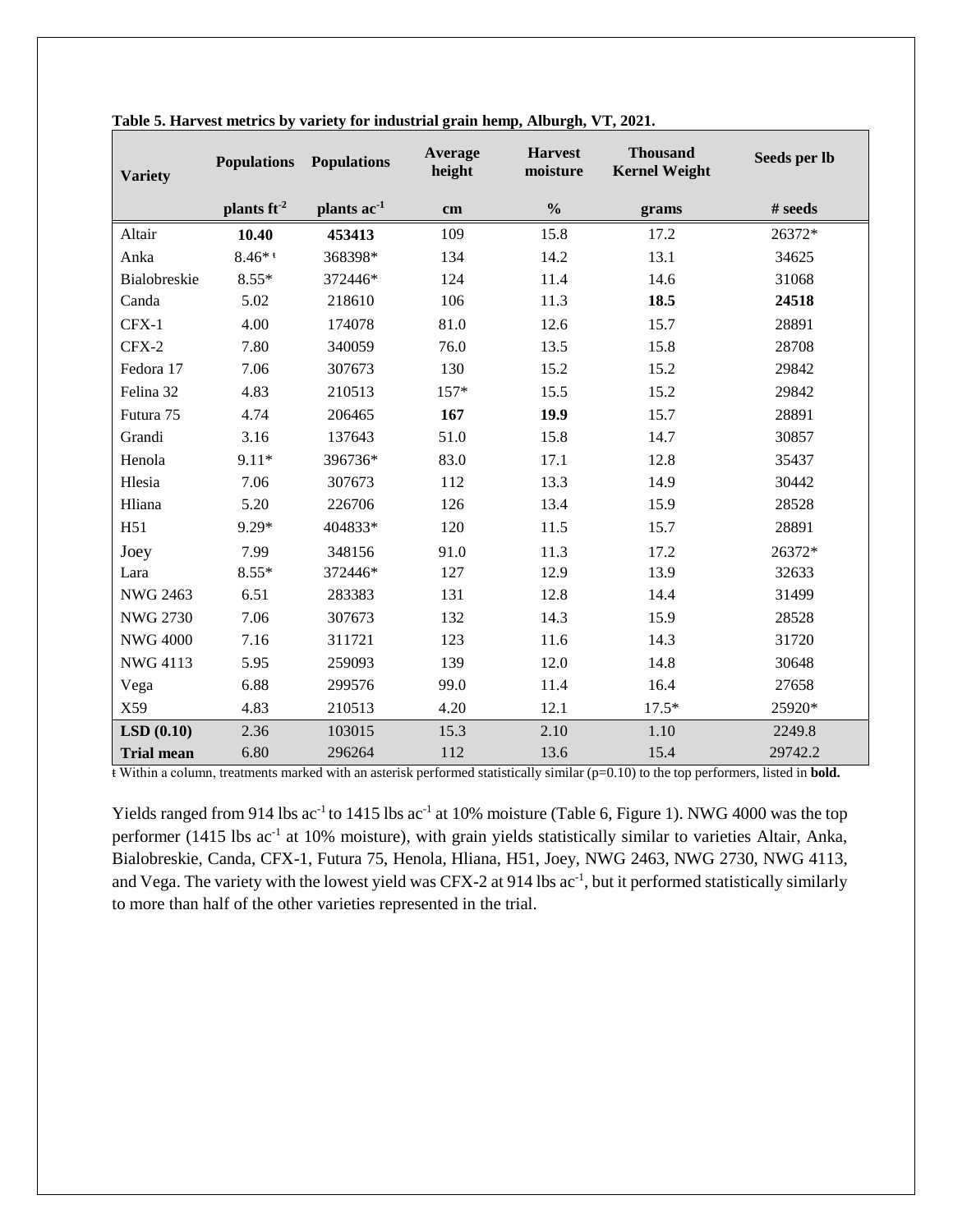**Table 5. Harvest metrics by variety for industrial grain hemp, Alburgh, VT, 2021.**

| Variety | Populations | Populations | Average height | Harvest moisture | Thousand Kernel Weight | Seeds per lb |
|---|---|---|---|---|---|---|
| | plants $ft^{-2}$ | plants $ac^{-1}$ | cm | % | grams | # seeds |
| Altair | **10.40** | **453413** | 109 | 15.8 | 17.2 | 26372* |
| Anka | 8.46*ŧ | 368398* | 134 | 14.2 | 13.1 | 34625 |
| Bialobreskie | 8.55* | 372446* | 124 | 11.4 | 14.6 | 31068 |
| Canda | 5.02 | 218610 | 106 | 11.3 | **18.5** | **24518** |
| CFX-1 | 4.00 | 174078 | 81.0 | 12.6 | 15.7 | 28891 |
| CFX-2 | 7.80 | 340059 | 76.0 | 13.5 | 15.8 | 28708 |
| Fedora 17 | 7.06 | 307673 | 130 | 15.2 | 15.2 | 29842 |
| Felina 32 | 4.83 | 210513 | 157* | 15.5 | 15.2 | 29842 |
| Futura 75 | 4.74 | 206465 | **167** | **19.9** | 15.7 | 28891 |
| Grandi | 3.16 | 137643 | 51.0 | 15.8 | 14.7 | 30857 |
| Henola | 9.11* | 396736* | 83.0 | 17.1 | 12.8 | 35437 |
| Hlesia | 7.06 | 307673 | 112 | 13.3 | 14.9 | 30442 |
| Hliana | 5.20 | 226706 | 126 | 13.4 | 15.9 | 28528 |
| H51 | 9.29* | 404833* | 120 | 11.5 | 15.7 | 28891 |
| Joey | 7.99 | 348156 | 91.0 | 11.3 | 17.2 | 26372* |
| Lara | 8.55* | 372446* | 127 | 12.9 | 13.9 | 32633 |
| NWG 2463 | 6.51 | 283383 | 131 | 12.8 | 14.4 | 31499 |
| NWG 2730 | 7.06 | 307673 | 132 | 14.3 | 15.9 | 28528 |
| NWG 4000 | 7.16 | 311721 | 123 | 11.6 | 14.3 | 31720 |
| NWG 4113 | 5.95 | 259093 | 139 | 12.0 | 14.8 | 30648 |
| Vega | 6.88 | 299576 | 99.0 | 11.4 | 16.4 | 27658 |
| X59 | 4.83 | 210513 | 4.20 | 12.1 | 17.5* | 25920* |
| **LSD (0.10)** | 2.36 | 103015 | 15.3 | 2.10 | 1.10 | 2249.8 |
| **Trial mean** | 6.80 | 296264 | 112 | 13.6 | 15.4 | 29742.2 |

ŧ Within a column, treatments marked with an asterisk performed statistically similar (p=0.10) to the top performers, listed in **bold.**

Yields ranged from 914 lbs $ac^{-1}$ to 1415 lbs $ac^{-1}$ at 10% moisture (Table 6, Figure 1). NWG 4000 was the top performer (1415 lbs $ac^{-1}$ at 10% moisture), with grain yields statistically similar to varieties Altair, Anka, Bialobreskie, Canda, CFX-1, Futura 75, Henola, Hliana, H51, Joey, NWG 2463, NWG 2730, NWG 4113, and Vega. The variety with the lowest yield was CFX-2 at 914 lbs $ac^{-1}$, but it performed statistically similarly to more than half of the other varieties represented in the trial.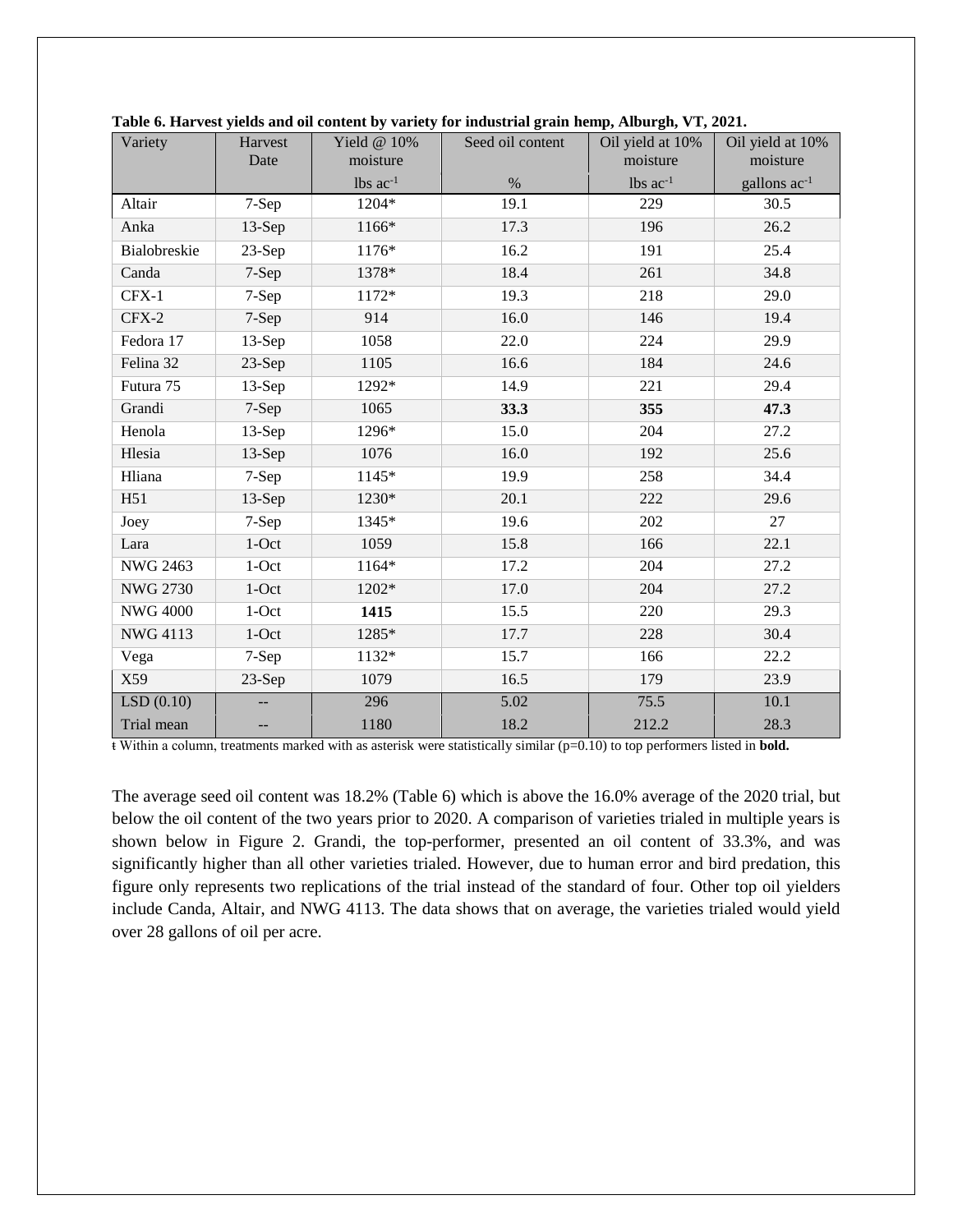**Table 6. Harvest yields and oil content by variety for industrial grain hemp, Alburgh, VT, 2021.**

| Variety | Harvest Date | Yield @ 10% moisture | Seed oil content | Oil yield at 10% moisture | Oil yield at 10% moisture |
|---|---|---|---|---|---|
| | | lbs ac$^{-1}$ | % | lbs ac$^{-1}$ | gallons ac$^{-1}$ |
| Altair | 7-Sep | 1204* | 19.1 | 229 | 30.5 |
| Anka | 13-Sep | 1166* | 17.3 | 196 | 26.2 |
| Bialobreskie | 23-Sep | 1176* | 16.2 | 191 | 25.4 |
| Canda | 7-Sep | 1378* | 18.4 | 261 | 34.8 |
| CFX-1 | 7-Sep | 1172* | 19.3 | 218 | 29.0 |
| CFX-2 | 7-Sep | 914 | 16.0 | 146 | 19.4 |
| Fedora 17 | 13-Sep | 1058 | 22.0 | 224 | 29.9 |
| Felina 32 | 23-Sep | 1105 | 16.6 | 184 | 24.6 |
| Futura 75 | 13-Sep | 1292* | 14.9 | 221 | 29.4 |
| Grandi | 7-Sep | 1065 | **33.3** | **355** | **47.3** |
| Henola | 13-Sep | 1296* | 15.0 | 204 | 27.2 |
| Hlesia | 13-Sep | 1076 | 16.0 | 192 | 25.6 |
| Hliana | 7-Sep | 1145* | 19.9 | 258 | 34.4 |
| H51 | 13-Sep | 1230* | 20.1 | 222 | 29.6 |
| Joey | 7-Sep | 1345* | 19.6 | 202 | 27 |
| Lara | 1-Oct | 1059 | 15.8 | 166 | 22.1 |
| NWG 2463 | 1-Oct | 1164* | 17.2 | 204 | 27.2 |
| NWG 2730 | 1-Oct | 1202* | 17.0 | 204 | 27.2 |
| NWG 4000 | 1-Oct | **1415** | 15.5 | 220 | 29.3 |
| NWG 4113 | 1-Oct | 1285* | 17.7 | 228 | 30.4 |
| Vega | 7-Sep | 1132* | 15.7 | 166 | 22.2 |
| X59 | 23-Sep | 1079 | 16.5 | 179 | 23.9 |
| LSD (0.10) | -- | 296 | 5.02 | 75.5 | 10.1 |
| Trial mean | -- | 1180 | 18.2 | 212.2 | 28.3 |

ŧ Within a column, treatments marked with as asterisk were statistically similar ($p=0.10$) to top performers listed in **bold.**

The average seed oil content was 18.2% (Table 6) which is above the 16.0% average of the 2020 trial, but below the oil content of the two years prior to 2020. A comparison of varieties trialed in multiple years is shown below in Figure 2. Grandi, the top-performer, presented an oil content of 33.3%, and was significantly higher than all other varieties trialed. However, due to human error and bird predation, this figure only represents two replications of the trial instead of the standard of four. Other top oil yielders include Canda, Altair, and NWG 4113. The data shows that on average, the varieties trialed would yield over 28 gallons of oil per acre.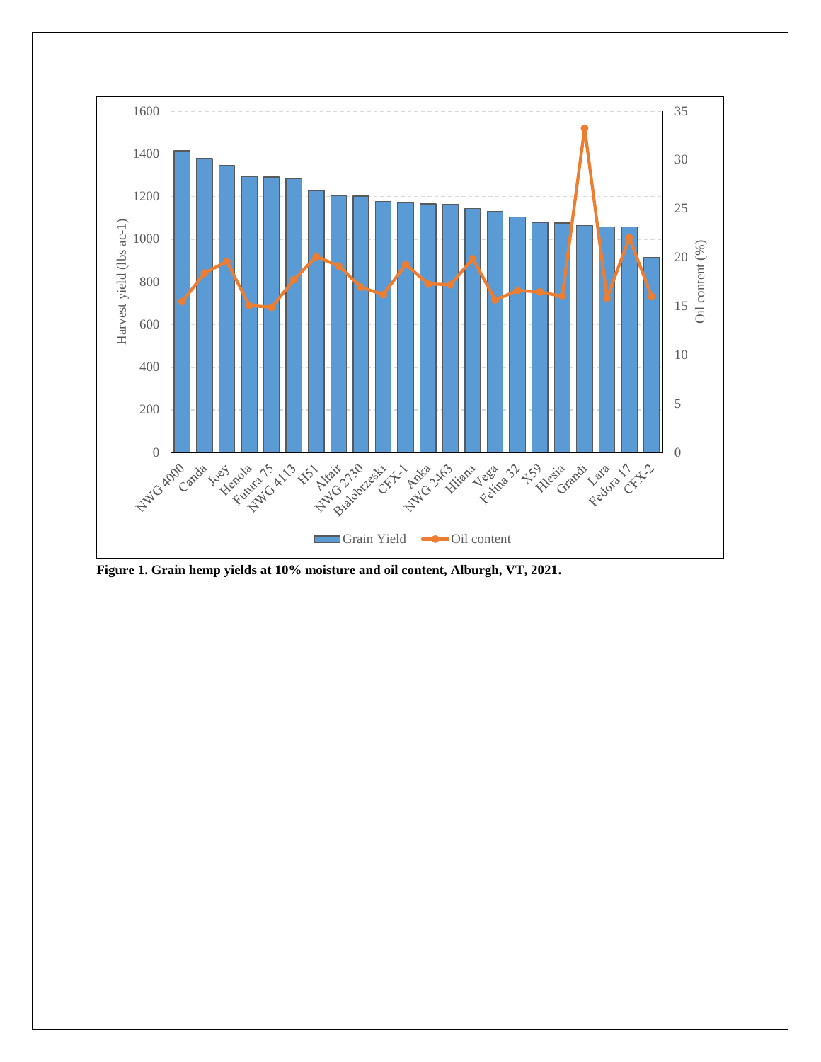**Figure 1. Grain hemp yields at 10% moisture and oil content, Alburgh, VT, 2021.**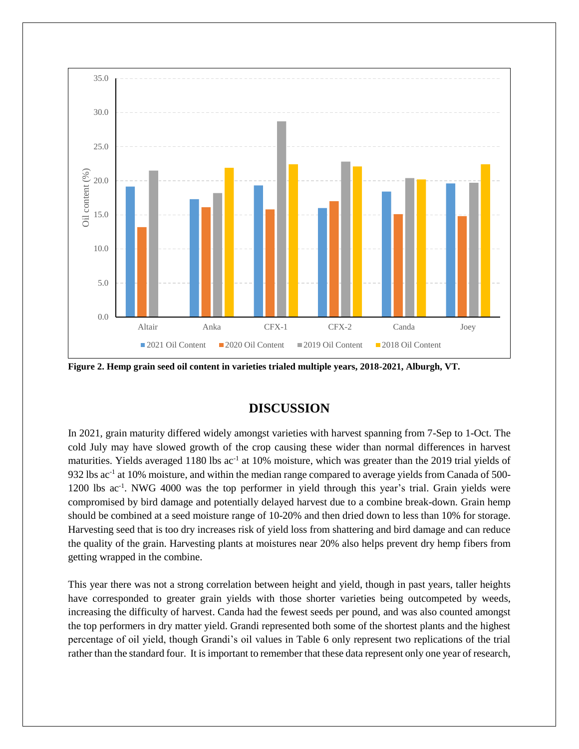**Figure 2. Hemp grain seed oil content in varieties trialed multiple years, 2018-2021, Alburgh, VT.**

## DISCUSSION

In 2021, grain maturity differed widely amongst varieties with harvest spanning from 7-Sep to 1-Oct. The cold July may have slowed growth of the crop causing these wider than normal differences in harvest maturities. Yields averaged 1180 lbs ac$^{-1}$ at 10% moisture, which was greater than the 2019 trial yields of 932 lbs ac$^{-1}$ at 10% moisture, and within the median range compared to average yields from Canada of 500-1200 lbs ac$^{-1}$. NWG 4000 was the top performer in yield through this year's trial. Grain yields were compromised by bird damage and potentially delayed harvest due to a combine break-down. Grain hemp should be combined at a seed moisture range of 10-20% and then dried down to less than 10% for storage. Harvesting seed that is too dry increases risk of yield loss from shattering and bird damage and can reduce the quality of the grain. Harvesting plants at moistures near 20% also helps prevent dry hemp fibers from getting wrapped in the combine.

This year there was not a strong correlation between height and yield, though in past years, taller heights have corresponded to greater grain yields with those shorter varieties being outcompeted by weeds, increasing the difficulty of harvest. Canda had the fewest seeds per pound, and was also counted amongst the top performers in dry matter yield. Grandi represented both some of the shortest plants and the highest percentage of oil yield, though Grandi's oil values in Table 6 only represent two replications of the trial rather than the standard four. It is important to remember that these data represent only one year of research,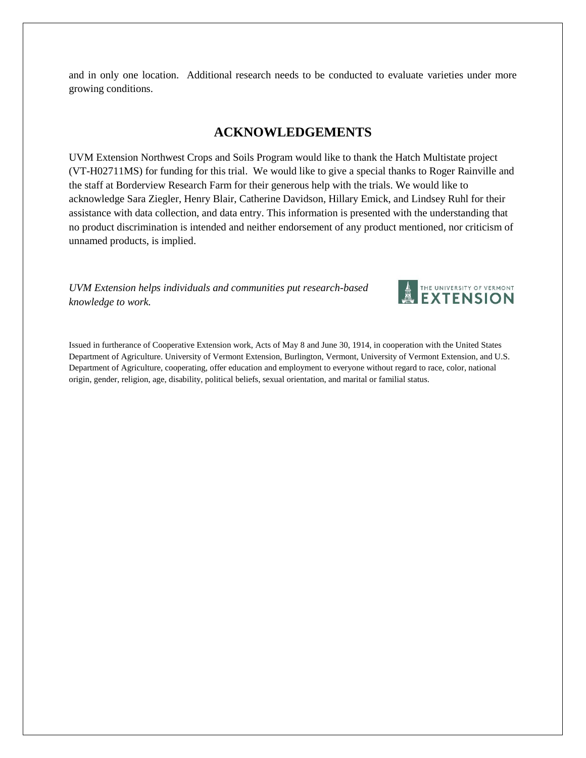and in only one location. Additional research needs to be conducted to evaluate varieties under more growing conditions.

## ACKNOWLEDGEMENTS

UVM Extension Northwest Crops and Soils Program would like to thank the Hatch Multistate project (VT-H02711MS) for funding for this trial. We would like to give a special thanks to Roger Rainville and the staff at Borderview Research Farm for their generous help with the trials. We would like to acknowledge Sara Ziegler, Henry Blair, Catherine Davidson, Hillary Emick, and Lindsey Ruhl for their assistance with data collection, and data entry. This information is presented with the understanding that no product discrimination is intended and neither endorsement of any product mentioned, nor criticism of unnamed products, is implied.

*UVM Extension helps individuals and communities put research-based knowledge to work.*

THE UNIVERSITY OF VERMONT EXTENSION

Issued in furtherance of Cooperative Extension work, Acts of May 8 and June 30, 1914, in cooperation with the United States Department of Agriculture. University of Vermont Extension, Burlington, Vermont, University of Vermont Extension, and U.S. Department of Agriculture, cooperating, offer education and employment to everyone without regard to race, color, national origin, gender, religion, age, disability, political beliefs, sexual orientation, and marital or familial status.